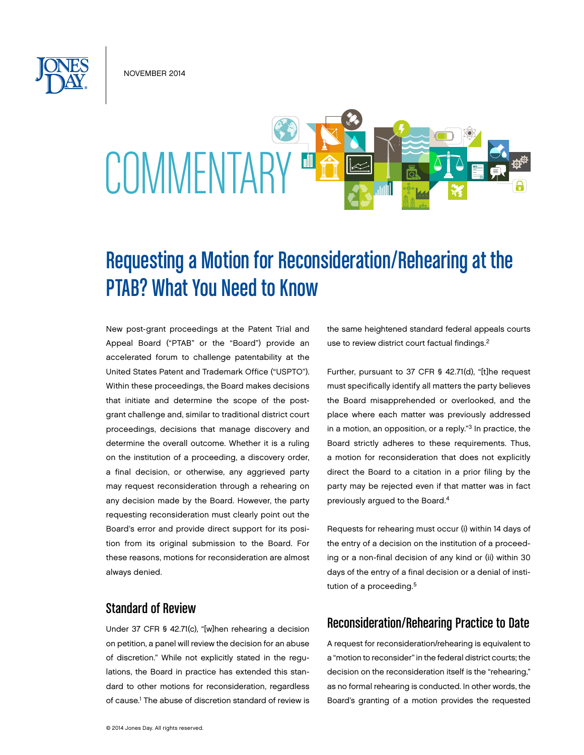NOVEMBER 2014

COMMENTARY

# Requesting a Motion for Reconsideration/Rehearing at the PTAB? What You Need to Know

New post-grant proceedings at the Patent Trial and Appeal Board ("PTAB" or the "Board") provide an accelerated forum to challenge patentability at the United States Patent and Trademark Office ("USPTO"). Within these proceedings, the Board makes decisions that initiate and determine the scope of the post-grant challenge and, similar to traditional district court proceedings, decisions that manage discovery and determine the overall outcome. Whether it is a ruling on the institution of a proceeding, a discovery order, a final decision, or otherwise, any aggrieved party may request reconsideration through a rehearing on any decision made by the Board. However, the party requesting reconsideration must clearly point out the Board's error and provide direct support for its position from its original submission to the Board. For these reasons, motions for reconsideration are almost always denied.

## Standard of Review

Under 37 CFR § 42.71(c), "[w]hen rehearing a decision on petition, a panel will review the decision for an abuse of discretion." While not explicitly stated in the regulations, the Board in practice has extended this standard to other motions for reconsideration, regardless of cause.[1] The abuse of discretion standard of review is the same heightened standard federal appeals courts use to review district court factual findings.[2]

Further, pursuant to 37 CFR § 42.71(d), "[t]he request must specifically identify all matters the party believes the Board misapprehended or overlooked, and the place where each matter was previously addressed in a motion, an opposition, or a reply."[3] In practice, the Board strictly adheres to these requirements. Thus, a motion for reconsideration that does not explicitly direct the Board to a citation in a prior filing by the party may be rejected even if that matter was in fact previously argued to the Board.[4]

Requests for rehearing must occur (i) within 14 days of the entry of a decision on the institution of a proceeding or a non-final decision of any kind or (ii) within 30 days of the entry of a final decision or a denial of institution of a proceeding.[5]

## Reconsideration/Rehearing Practice to Date

A request for reconsideration/rehearing is equivalent to a "motion to reconsider" in the federal district courts; the decision on the reconsideration itself is the "rehearing," as no formal rehearing is conducted. In other words, the Board's granting of a motion provides the requested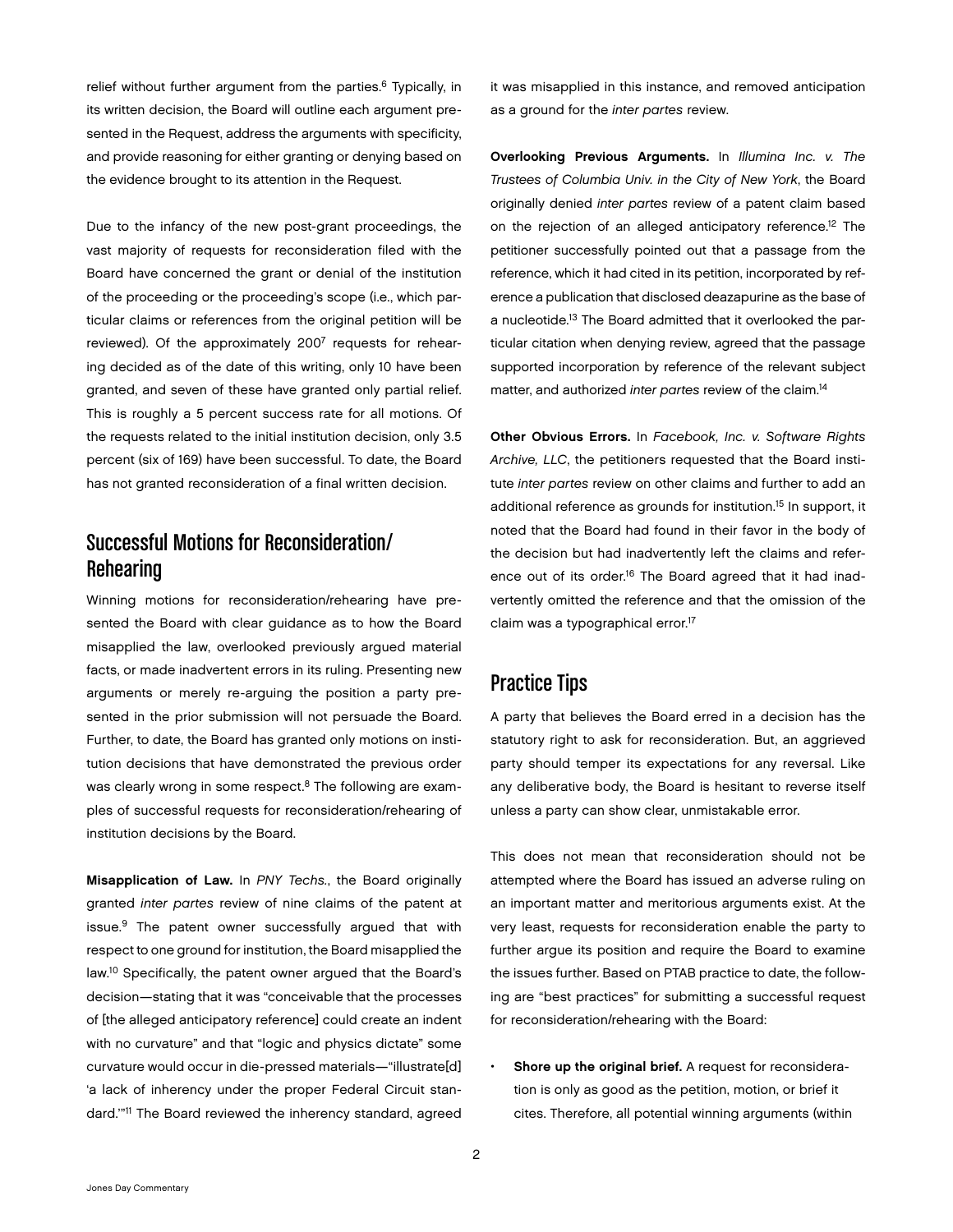relief without further argument from the parties.[6] Typically, in its written decision, the Board will outline each argument presented in the Request, address the arguments with specificity, and provide reasoning for either granting or denying based on the evidence brought to its attention in the Request.

Due to the infancy of the new post-grant proceedings, the vast majority of requests for reconsideration filed with the Board have concerned the grant or denial of the institution of the proceeding or the proceeding's scope (i.e., which particular claims or references from the original petition will be reviewed). Of the approximately 200[7] requests for rehearing decided as of the date of this writing, only 10 have been granted, and seven of these have granted only partial relief. This is roughly a 5 percent success rate for all motions. Of the requests related to the initial institution decision, only 3.5 percent (six of 169) have been successful. To date, the Board has not granted reconsideration of a final written decision.

## Successful Motions for Reconsideration/Rehearing

Winning motions for reconsideration/rehearing have presented the Board with clear guidance as to how the Board misapplied the law, overlooked previously argued material facts, or made inadvertent errors in its ruling. Presenting new arguments or merely re-arguing the position a party presented in the prior submission will not persuade the Board. Further, to date, the Board has granted only motions on institution decisions that have demonstrated the previous order was clearly wrong in some respect.[8] The following are examples of successful requests for reconsideration/rehearing of institution decisions by the Board.

**Misapplication of Law.** In *PNY Techs.*, the Board originally granted *inter partes* review of nine claims of the patent at issue.[9] The patent owner successfully argued that with respect to one ground for institution, the Board misapplied the law.[10] Specifically, the patent owner argued that the Board's decision—stating that it was "conceivable that the processes of [the alleged anticipatory reference] could create an indent with no curvature" and that "logic and physics dictate" some curvature would occur in die-pressed materials—"illustrate[d] 'a lack of inherency under the proper Federal Circuit standard.'"[11] The Board reviewed the inherency standard, agreed it was misapplied in this instance, and removed anticipation as a ground for the *inter partes* review.

**Overlooking Previous Arguments.** In *Illumina Inc. v. The Trustees of Columbia Univ. in the City of New York*, the Board originally denied *inter partes* review of a patent claim based on the rejection of an alleged anticipatory reference.[12] The petitioner successfully pointed out that a passage from the reference, which it had cited in its petition, incorporated by reference a publication that disclosed deazapurine as the base of a nucleotide.[13] The Board admitted that it overlooked the particular citation when denying review, agreed that the passage supported incorporation by reference of the relevant subject matter, and authorized *inter partes* review of the claim.[14]

**Other Obvious Errors.** In *Facebook, Inc. v. Software Rights Archive, LLC*, the petitioners requested that the Board institute *inter partes* review on other claims and further to add an additional reference as grounds for institution.[15] In support, it noted that the Board had found in their favor in the body of the decision but had inadvertently left the claims and reference out of its order.[16] The Board agreed that it had inadvertently omitted the reference and that the omission of the claim was a typographical error.[17]

## Practice Tips

A party that believes the Board erred in a decision has the statutory right to ask for reconsideration. But, an aggrieved party should temper its expectations for any reversal. Like any deliberative body, the Board is hesitant to reverse itself unless a party can show clear, unmistakable error.

This does not mean that reconsideration should not be attempted where the Board has issued an adverse ruling on an important matter and meritorious arguments exist. At the very least, requests for reconsideration enable the party to further argue its position and require the Board to examine the issues further. Based on PTAB practice to date, the following are "best practices" for submitting a successful request for reconsideration/rehearing with the Board:

- **Shore up the original brief.** A request for reconsideration is only as good as the petition, motion, or brief it cites. Therefore, all potential winning arguments (within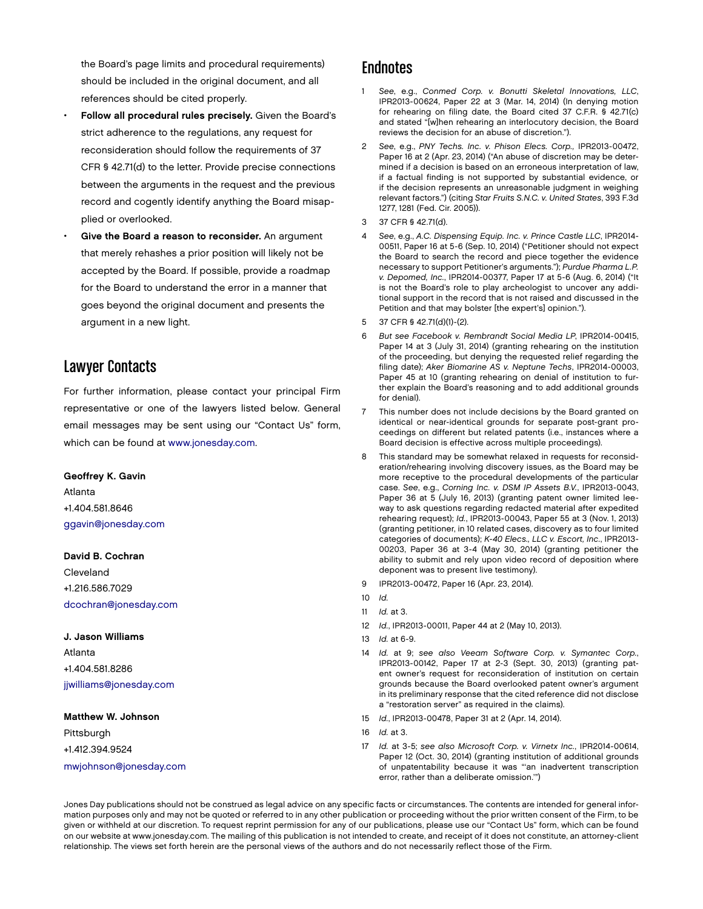the Board's page limits and procedural requirements) should be included in the original document, and all references should be cited properly.

- **Follow all procedural rules precisely.** Given the Board's strict adherence to the regulations, any request for reconsideration should follow the requirements of 37 CFR § 42.71(d) to the letter. Provide precise connections between the arguments in the request and the previous record and cogently identify anything the Board misapplied or overlooked.
- **Give the Board a reason to reconsider.** An argument that merely rehashes a prior position will likely not be accepted by the Board. If possible, provide a roadmap for the Board to understand the error in a manner that goes beyond the original document and presents the argument in a new light.

## Lawyer Contacts

For further information, please contact your principal Firm representative or one of the lawyers listed below. General email messages may be sent using our "Contact Us" form, which can be found at www.jonesday.com.

**Geoffrey K. Gavin**
Atlanta
+1.404.581.8646
ggavin@jonesday.com

**David B. Cochran**
Cleveland
+1.216.586.7029
dcochran@jonesday.com

**J. Jason Williams**
Atlanta
+1.404.581.8286
jjwilliams@jonesday.com

**Matthew W. Johnson**
Pittsburgh
+1.412.394.9524
mwjohnson@jonesday.com

## Endnotes

1. *See*, e.g., *Conmed Corp. v. Bonutti Skeletal Innovations, LLC*, IPR2013-00624, Paper 22 at 3 (Mar. 14, 2014) (In denying motion for rehearing on filing date, the Board cited 37 C.F.R. § 42.71(c) and stated "[w]hen rehearing an interlocutory decision, the Board reviews the decision for an abuse of discretion.").
2. *See*, e.g., *PNY Techs. Inc. v. Phison Elecs. Corp.,* IPR2013-00472, Paper 16 at 2 (Apr. 23, 2014) ("An abuse of discretion may be determined if a decision is based on an erroneous interpretation of law, if a factual finding is not supported by substantial evidence, or if the decision represents an unreasonable judgment in weighing relevant factors.") (citing *Star Fruits S.N.C. v. United States*, 393 F.3d 1277, 1281 (Fed. Cir. 2005)).
3. 37 CFR § 42.71(d).
4. *See*, e.g., *A.C. Dispensing Equip. Inc. v. Prince Castle LLC*, IPR2014-00511, Paper 16 at 5-6 (Sep. 10, 2014) ("Petitioner should not expect the Board to search the record and piece together the evidence necessary to support Petitioner's arguments."); *Purdue Pharma L.P. v. Depomed, Inc.*, IPR2014-00377, Paper 17 at 5-6 (Aug. 6, 2014) ("It is not the Board's role to play archeologist to uncover any additional support in the record that is not raised and discussed in the Petition and that may bolster [the expert's] opinion.").
5. 37 CFR § 42.71(d)(1)-(2).
6. *But see Facebook v. Rembrandt Social Media LP*, IPR2014-00415, Paper 14 at 3 (July 31, 2014) (granting rehearing on the institution of the proceeding, but denying the requested relief regarding the filing date); *Aker Biomarine AS v. Neptune Techs*, IPR2014-00003, Paper 45 at 10 (granting rehearing on denial of institution to further explain the Board's reasoning and to add additional grounds for denial).
7. This number does not include decisions by the Board granted on identical or near-identical grounds for separate post-grant proceedings on different but related patents (i.e., instances where a Board decision is effective across multiple proceedings).
8. This standard may be somewhat relaxed in requests for reconsideration/rehearing involving discovery issues, as the Board may be more receptive to the procedural developments of the particular case. *See*, e.g., *Corning Inc. v. DSM IP Assets B.V.*, IPR2013-0043, Paper 36 at 5 (July 16, 2013) (granting patent owner limited leeway to ask questions regarding redacted material after expedited rehearing request); *Id.*, IPR2013-00043, Paper 55 at 3 (Nov. 1, 2013) (granting petitioner, in 10 related cases, discovery as to four limited categories of documents); *K-40 Elecs., LLC v. Escort, Inc.*, IPR2013-00203, Paper 36 at 3-4 (May 30, 2014) (granting petitioner the ability to submit and rely upon video record of deposition where deponent was to present live testimony).
9. IPR2013-00472, Paper 16 (Apr. 23, 2014).
10. *Id.*
11. *Id.* at 3.
12. *Id.*, IPR2013-00011, Paper 44 at 2 (May 10, 2013).
13. *Id.* at 6-9.
14. *Id.* at 9; *see also Veeam Software Corp. v. Symantec Corp.*, IPR2013-00142, Paper 17 at 2-3 (Sept. 30, 2013) (granting patent owner's request for reconsideration of institution on certain grounds because the Board overlooked patent owner's argument in its preliminary response that the cited reference did not disclose a "restoration server" as required in the claims).
15. *Id.*, IPR2013-00478, Paper 31 at 2 (Apr. 14, 2014).
16. *Id.* at 3.
17. *Id.* at 3-5; *see also Microsoft Corp. v. Virnetx Inc.*, IPR2014-00614, Paper 12 (Oct. 30, 2014) (granting institution of additional grounds of unpatentability because it was "'an inadvertent transcription error, rather than a deliberate omission.'")

Jones Day publications should not be construed as legal advice on any specific facts or circumstances. The contents are intended for general information purposes only and may not be quoted or referred to in any other publication or proceeding without the prior written consent of the Firm, to be given or withheld at our discretion. To request reprint permission for any of our publications, please use our "Contact Us" form, which can be found on our website at www.jonesday.com. The mailing of this publication is not intended to create, and receipt of it does not constitute, an attorney-client relationship. The views set forth herein are the personal views of the authors and do not necessarily reflect those of the Firm.